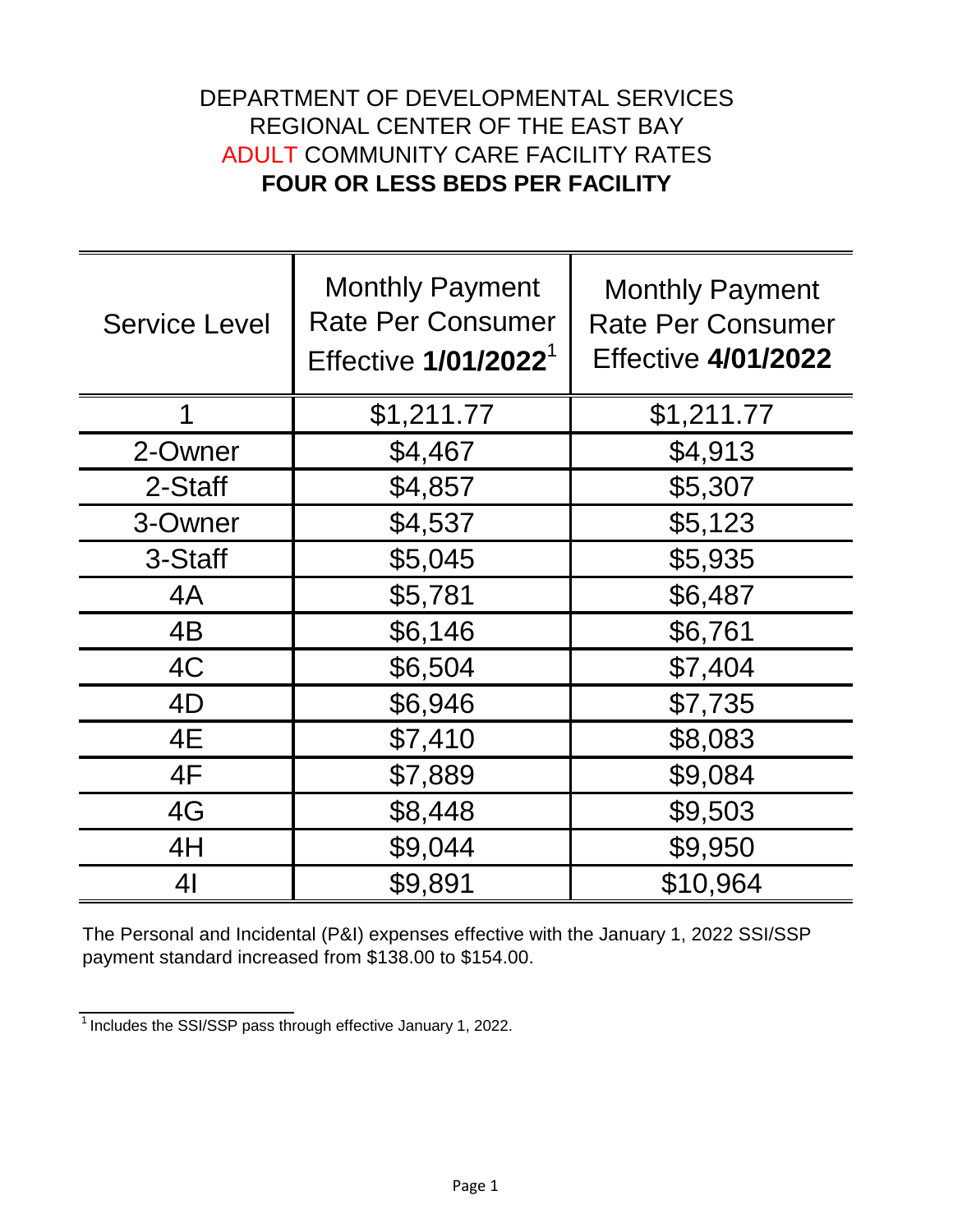# DEPARTMENT OF DEVELOPMENTAL SERVICES
# REGIONAL CENTER OF THE EAST BAY
# ADULT COMMUNITY CARE FACILITY RATES
# **FOUR OR LESS BEDS PER FACILITY**

| Service Level | Monthly Payment Rate Per Consumer Effective **1/01/2022**[1] | Monthly Payment Rate Per Consumer Effective **4/01/2022** |
|---|---|---|
| 1 | $1,211.77 | $1,211.77 |
| 2-Owner | $4,467 | $4,913 |
| 2-Staff | $4,857 | $5,307 |
| 3-Owner | $4,537 | $5,123 |
| 3-Staff | $5,045 | $5,935 |
| 4A | $5,781 | $6,487 |
| 4B | $6,146 | $6,761 |
| 4C | $6,504 | $7,404 |
| 4D | $6,946 | $7,735 |
| 4E | $7,410 | $8,083 |
| 4F | $7,889 | $9,084 |
| 4G | $8,448 | $9,503 |
| 4H | $9,044 | $9,950 |
| 4I | $9,891 | $10,964 |

The Personal and Incidental (P&I) expenses effective with the January 1, 2022 SSI/SSP payment standard increased from $138.00 to $154.00.

[1] Includes the SSI/SSP pass through effective January 1, 2022.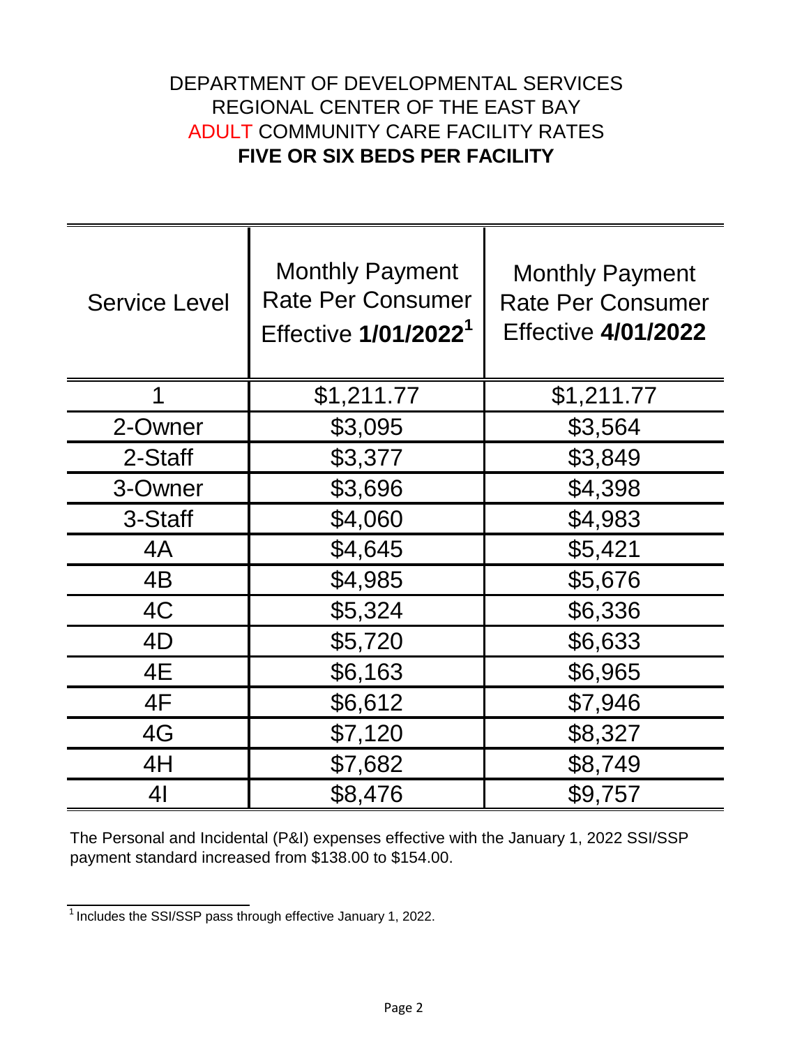# DEPARTMENT OF DEVELOPMENTAL SERVICES
# REGIONAL CENTER OF THE EAST BAY
# ADULT COMMUNITY CARE FACILITY RATES
# **FIVE OR SIX BEDS PER FACILITY**

| Service Level | Monthly Payment Rate Per Consumer Effective **1/01/2022**[1] | Monthly Payment Rate Per Consumer Effective **4/01/2022** |
|---|---|---|
| 1 | $1,211.77 | $1,211.77 |
| 2-Owner | $3,095 | $3,564 |
| 2-Staff | $3,377 | $3,849 |
| 3-Owner | $3,696 | $4,398 |
| 3-Staff | $4,060 | $4,983 |
| 4A | $4,645 | $5,421 |
| 4B | $4,985 | $5,676 |
| 4C | $5,324 | $6,336 |
| 4D | $5,720 | $6,633 |
| 4E | $6,163 | $6,965 |
| 4F | $6,612 | $7,946 |
| 4G | $7,120 | $8,327 |
| 4H | $7,682 | $8,749 |
| 4I | $8,476 | $9,757 |

The Personal and Incidental (P&I) expenses effective with the January 1, 2022 SSI/SSP payment standard increased from $138.00 to $154.00.

[1] Includes the SSI/SSP pass through effective January 1, 2022.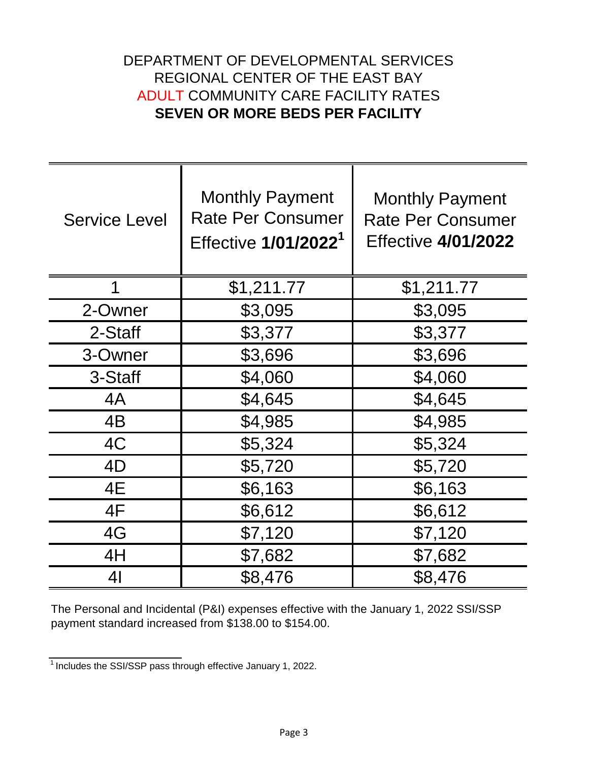DEPARTMENT OF DEVELOPMENTAL SERVICES
REGIONAL CENTER OF THE EAST BAY
ADULT COMMUNITY CARE FACILITY RATES
**SEVEN OR MORE BEDS PER FACILITY**

| Service Level | Monthly Payment Rate Per Consumer Effective **1/01/2022**[1] | Monthly Payment Rate Per Consumer Effective **4/01/2022** |
|---|---|---|
| 1 | $1,211.77 | $1,211.77 |
| 2-Owner | $3,095 | $3,095 |
| 2-Staff | $3,377 | $3,377 |
| 3-Owner | $3,696 | $3,696 |
| 3-Staff | $4,060 | $4,060 |
| 4A | $4,645 | $4,645 |
| 4B | $4,985 | $4,985 |
| 4C | $5,324 | $5,324 |
| 4D | $5,720 | $5,720 |
| 4E | $6,163 | $6,163 |
| 4F | $6,612 | $6,612 |
| 4G | $7,120 | $7,120 |
| 4H | $7,682 | $7,682 |
| 4I | $8,476 | $8,476 |

The Personal and Incidental (P&I) expenses effective with the January 1, 2022 SSI/SSP payment standard increased from $138.00 to $154.00.

[1] Includes the SSI/SSP pass through effective January 1, 2022.